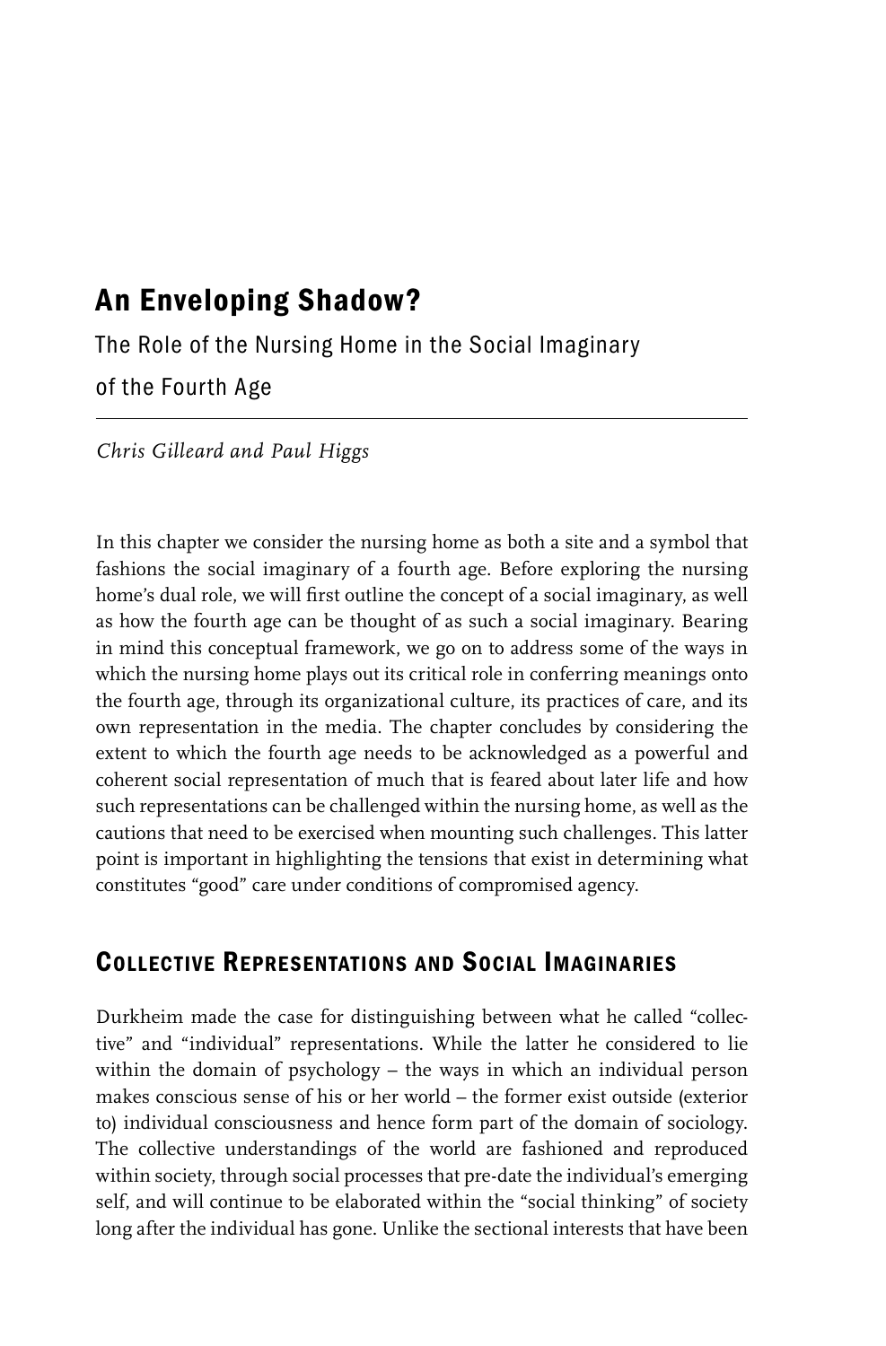# An Enveloping Shadow?

## The Role of the Nursing Home in the Social Imaginary of the Fourth Age

*Chris Gilleard and Paul Higgs*

In this chapter we consider the nursing home as both a site and a symbol that fashions the social imaginary of a fourth age. Before exploring the nursing home's dual role, we will first outline the concept of a social imaginary, as well as how the fourth age can be thought of as such a social imaginary. Bearing in mind this conceptual framework, we go on to address some of the ways in which the nursing home plays out its critical role in conferring meanings onto the fourth age, through its organizational culture, its practices of care, and its own representation in the media. The chapter concludes by considering the extent to which the fourth age needs to be acknowledged as a powerful and coherent social representation of much that is feared about later life and how such representations can be challenged within the nursing home, as well as the cautions that need to be exercised when mounting such challenges. This latter point is important in highlighting the tensions that exist in determining what constitutes "good" care under conditions of compromised agency.

## Collective Representations and Social Imaginaries

Durkheim made the case for distinguishing between what he called "collective" and "individual" representations. While the latter he considered to lie within the domain of psychology – the ways in which an individual person makes conscious sense of his or her world – the former exist outside (exterior to) individual consciousness and hence form part of the domain of sociology. The collective understandings of the world are fashioned and reproduced within society, through social processes that pre-date the individual's emerging self, and will continue to be elaborated within the "social thinking" of society long after the individual has gone. Unlike the sectional interests that have been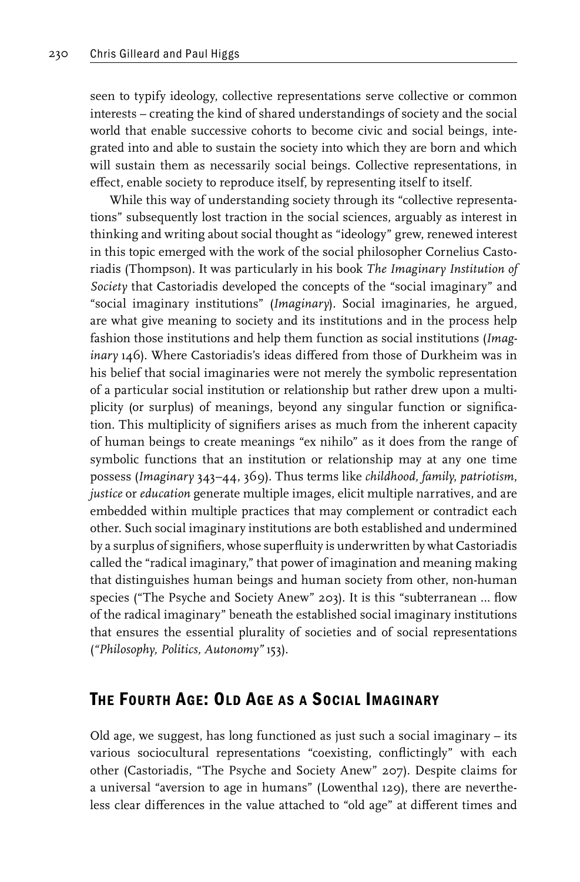seen to typify ideology, collective representations serve collective or common interests – creating the kind of shared understandings of society and the social world that enable successive cohorts to become civic and social beings, integrated into and able to sustain the society into which they are born and which will sustain them as necessarily social beings. Collective representations, in effect, enable society to reproduce itself, by representing itself to itself.

While this way of understanding society through its "collective representations" subsequently lost traction in the social sciences, arguably as interest in thinking and writing about social thought as "ideology" grew, renewed interest in this topic emerged with the work of the social philosopher Cornelius Castoriadis (Thompson). It was particularly in his book *The Imaginary Institution of Society* that Castoriadis developed the concepts of the "social imaginary" and "social imaginary institutions" (*Imaginary*). Social imaginaries, he argued, are what give meaning to society and its institutions and in the process help fashion those institutions and help them function as social institutions (*Imaginary* 146). Where Castoriadis's ideas differed from those of Durkheim was in his belief that social imaginaries were not merely the symbolic representation of a particular social institution or relationship but rather drew upon a multiplicity (or surplus) of meanings, beyond any singular function or signification. This multiplicity of signifiers arises as much from the inherent capacity of human beings to create meanings "ex nihilo" as it does from the range of symbolic functions that an institution or relationship may at any one time possess (*Imaginary* 343–44, 369). Thus terms like *childhood, family, patriotism, justice* or *education* generate multiple images, elicit multiple narratives, and are embedded within multiple practices that may complement or contradict each other. Such social imaginary institutions are both established and undermined by a surplus of signifiers, whose superfluity is underwritten by what Castoriadis called the "radical imaginary," that power of imagination and meaning making that distinguishes human beings and human society from other, non-human species ("The Psyche and Society Anew" 203). It is this "subterranean … flow of the radical imaginary" beneath the established social imaginary institutions that ensures the essential plurality of societies and of social representations (*"Philosophy, Politics, Autonomy"* 153).

## The Fourth Age: Old Age as a Social Imaginary

Old age, we suggest, has long functioned as just such a social imaginary – its various sociocultural representations "coexisting, conflictingly" with each other (Castoriadis, "The Psyche and Society Anew" 207). Despite claims for a universal "aversion to age in humans" (Lowenthal 129), there are nevertheless clear differences in the value attached to "old age" at different times and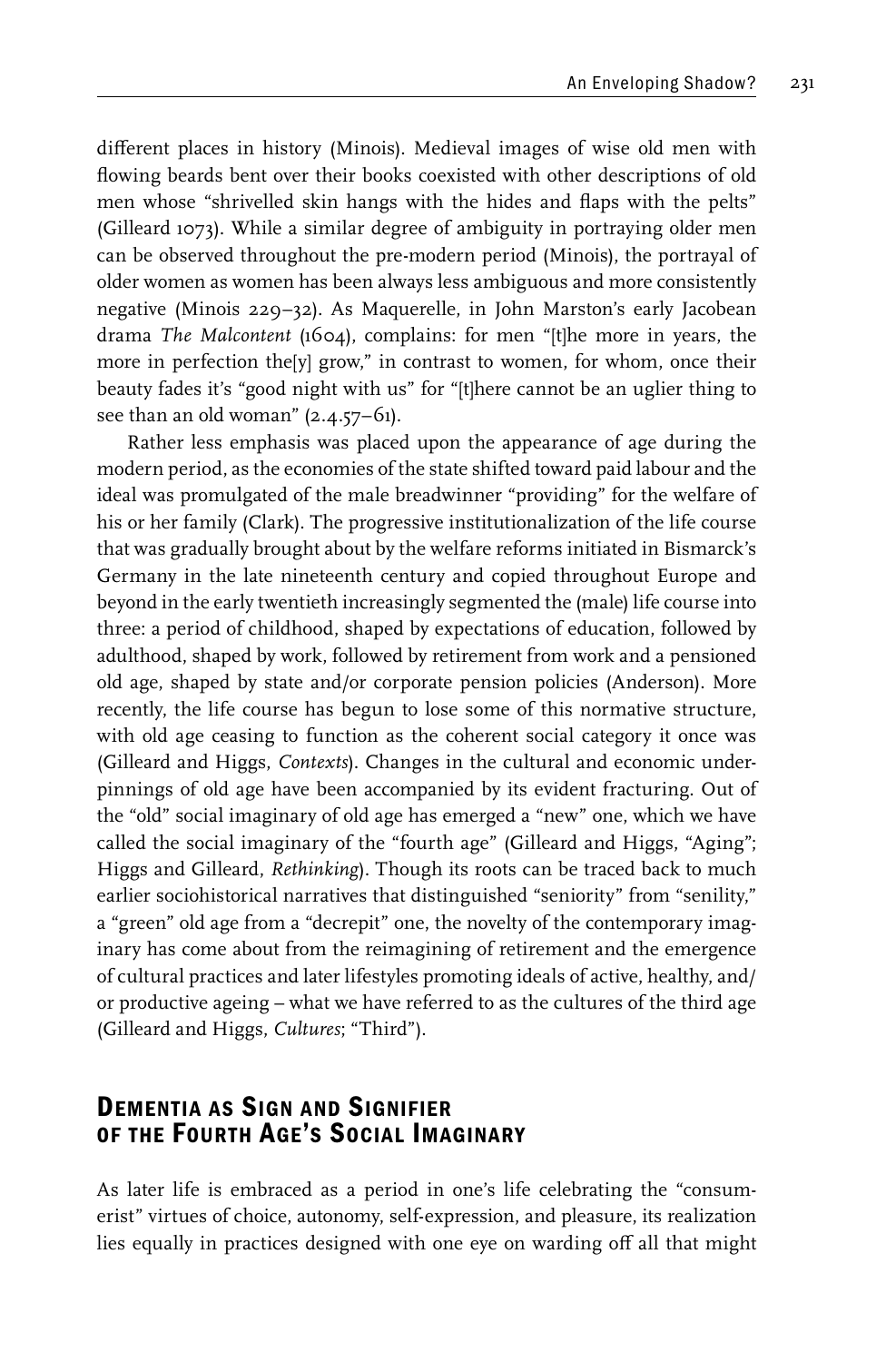different places in history (Minois). Medieval images of wise old men with flowing beards bent over their books coexisted with other descriptions of old men whose "shrivelled skin hangs with the hides and flaps with the pelts" (Gilleard 1073). While a similar degree of ambiguity in portraying older men can be observed throughout the pre-modern period (Minois), the portrayal of older women as women has been always less ambiguous and more consistently negative (Minois 229–32). As Maquerelle, in John Marston's early Jacobean drama *The Malcontent* (1604), complains: for men "[t]he more in years, the more in perfection the[y] grow," in contrast to women, for whom, once their beauty fades it's "good night with us" for "[t]here cannot be an uglier thing to see than an old woman" (2.4.57–61).

Rather less emphasis was placed upon the appearance of age during the modern period, as the economies of the state shifted toward paid labour and the ideal was promulgated of the male breadwinner "providing" for the welfare of his or her family (Clark). The progressive institutionalization of the life course that was gradually brought about by the welfare reforms initiated in Bismarck's Germany in the late nineteenth century and copied throughout Europe and beyond in the early twentieth increasingly segmented the (male) life course into three: a period of childhood, shaped by expectations of education, followed by adulthood, shaped by work, followed by retirement from work and a pensioned old age, shaped by state and/or corporate pension policies (Anderson). More recently, the life course has begun to lose some of this normative structure, with old age ceasing to function as the coherent social category it once was (Gilleard and Higgs, *Contexts*). Changes in the cultural and economic underpinnings of old age have been accompanied by its evident fracturing. Out of the "old" social imaginary of old age has emerged a "new" one, which we have called the social imaginary of the "fourth age" (Gilleard and Higgs, "Aging"; Higgs and Gilleard, *Rethinking*). Though its roots can be traced back to much earlier sociohistorical narratives that distinguished "seniority" from "senility," a "green" old age from a "decrepit" one, the novelty of the contemporary imaginary has come about from the reimagining of retirement and the emergence of cultural practices and later lifestyles promoting ideals of active, healthy, and/or productive ageing – what we have referred to as the cultures of the third age (Gilleard and Higgs, *Cultures*; "Third").

## Dementia as Sign and Signifier of the Fourth Age's Social Imaginary

As later life is embraced as a period in one's life celebrating the "consumerist" virtues of choice, autonomy, self-expression, and pleasure, its realization lies equally in practices designed with one eye on warding off all that might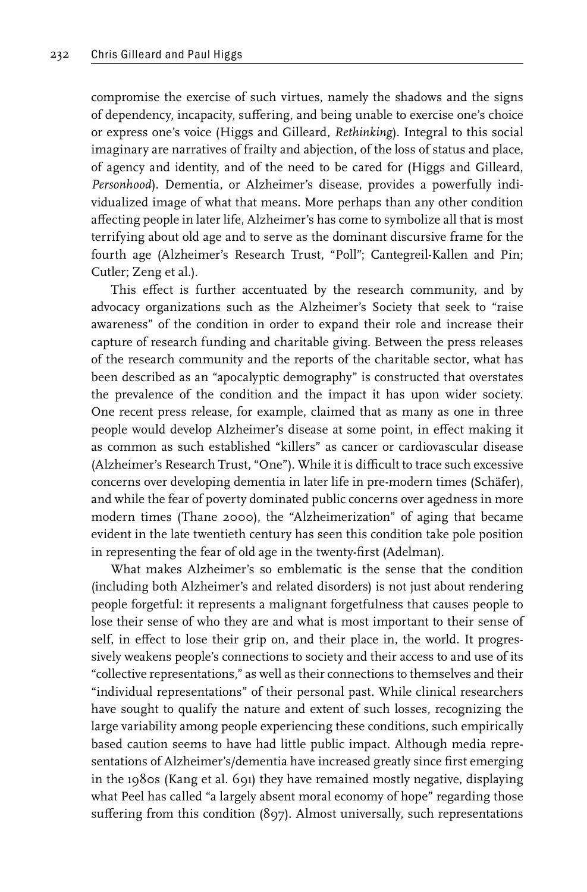compromise the exercise of such virtues, namely the shadows and the signs of dependency, incapacity, suffering, and being unable to exercise one's choice or express one's voice (Higgs and Gilleard, *Rethinking*). Integral to this social imaginary are narratives of frailty and abjection, of the loss of status and place, of agency and identity, and of the need to be cared for (Higgs and Gilleard, *Personhood*). Dementia, or Alzheimer's disease, provides a powerfully individualized image of what that means. More perhaps than any other condition affecting people in later life, Alzheimer's has come to symbolize all that is most terrifying about old age and to serve as the dominant discursive frame for the fourth age (Alzheimer's Research Trust, "Poll"; Cantegreil-Kallen and Pin; Cutler; Zeng et al.).

This effect is further accentuated by the research community, and by advocacy organizations such as the Alzheimer's Society that seek to "raise awareness" of the condition in order to expand their role and increase their capture of research funding and charitable giving. Between the press releases of the research community and the reports of the charitable sector, what has been described as an "apocalyptic demography" is constructed that overstates the prevalence of the condition and the impact it has upon wider society. One recent press release, for example, claimed that as many as one in three people would develop Alzheimer's disease at some point, in effect making it as common as such established "killers" as cancer or cardiovascular disease (Alzheimer's Research Trust, "One"). While it is difficult to trace such excessive concerns over developing dementia in later life in pre-modern times (Schäfer), and while the fear of poverty dominated public concerns over agedness in more modern times (Thane 2000), the "Alzheimerization" of aging that became evident in the late twentieth century has seen this condition take pole position in representing the fear of old age in the twenty-first (Adelman).

What makes Alzheimer's so emblematic is the sense that the condition (including both Alzheimer's and related disorders) is not just about rendering people forgetful: it represents a malignant forgetfulness that causes people to lose their sense of who they are and what is most important to their sense of self, in effect to lose their grip on, and their place in, the world. It progressively weakens people's connections to society and their access to and use of its "collective representations," as well as their connections to themselves and their "individual representations" of their personal past. While clinical researchers have sought to qualify the nature and extent of such losses, recognizing the large variability among people experiencing these conditions, such empirically based caution seems to have had little public impact. Although media representations of Alzheimer's/dementia have increased greatly since first emerging in the 1980s (Kang et al. 691) they have remained mostly negative, displaying what Peel has called "a largely absent moral economy of hope" regarding those suffering from this condition (897). Almost universally, such representations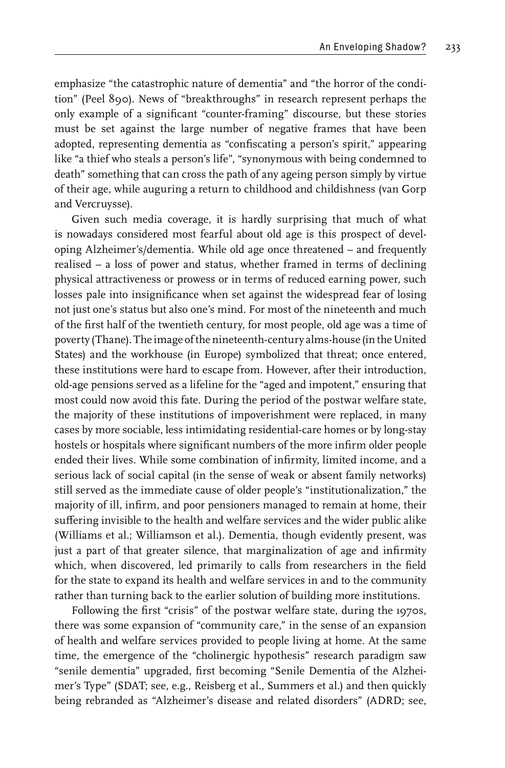emphasize "the catastrophic nature of dementia" and "the horror of the condition" (Peel 890). News of "breakthroughs" in research represent perhaps the only example of a significant "counter-framing" discourse, but these stories must be set against the large number of negative frames that have been adopted, representing dementia as "confiscating a person's spirit," appearing like "a thief who steals a person's life", "synonymous with being condemned to death" something that can cross the path of any ageing person simply by virtue of their age, while auguring a return to childhood and childishness (van Gorp and Vercruysse).

Given such media coverage, it is hardly surprising that much of what is nowadays considered most fearful about old age is this prospect of developing Alzheimer's/dementia. While old age once threatened – and frequently realised – a loss of power and status, whether framed in terms of declining physical attractiveness or prowess or in terms of reduced earning power, such losses pale into insignificance when set against the widespread fear of losing not just one's status but also one's mind. For most of the nineteenth and much of the first half of the twentieth century, for most people, old age was a time of poverty (Thane). The image of the nineteenth-century alms-house (in the United States) and the workhouse (in Europe) symbolized that threat; once entered, these institutions were hard to escape from. However, after their introduction, old-age pensions served as a lifeline for the "aged and impotent," ensuring that most could now avoid this fate. During the period of the postwar welfare state, the majority of these institutions of impoverishment were replaced, in many cases by more sociable, less intimidating residential-care homes or by long-stay hostels or hospitals where significant numbers of the more infirm older people ended their lives. While some combination of infirmity, limited income, and a serious lack of social capital (in the sense of weak or absent family networks) still served as the immediate cause of older people's "institutionalization," the majority of ill, infirm, and poor pensioners managed to remain at home, their suffering invisible to the health and welfare services and the wider public alike (Williams et al.; Williamson et al.). Dementia, though evidently present, was just a part of that greater silence, that marginalization of age and infirmity which, when discovered, led primarily to calls from researchers in the field for the state to expand its health and welfare services in and to the community rather than turning back to the earlier solution of building more institutions.

Following the first "crisis" of the postwar welfare state, during the 1970s, there was some expansion of "community care," in the sense of an expansion of health and welfare services provided to people living at home. At the same time, the emergence of the "cholinergic hypothesis" research paradigm saw "senile dementia" upgraded, first becoming "Senile Dementia of the Alzheimer's Type" (SDAT; see, e.g., Reisberg et al., Summers et al.) and then quickly being rebranded as "Alzheimer's disease and related disorders" (ADRD; see,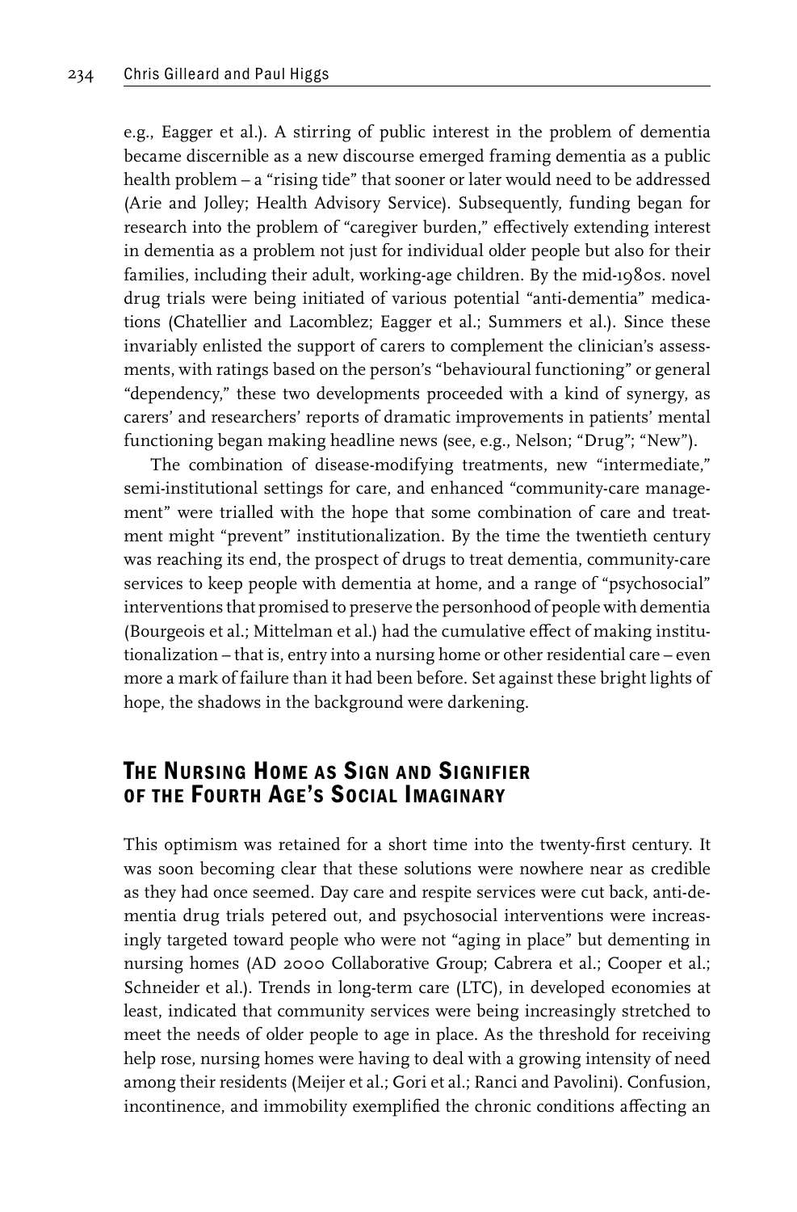e.g., Eagger et al.). A stirring of public interest in the problem of dementia became discernible as a new discourse emerged framing dementia as a public health problem – a "rising tide" that sooner or later would need to be addressed (Arie and Jolley; Health Advisory Service). Subsequently, funding began for research into the problem of "caregiver burden," effectively extending interest in dementia as a problem not just for individual older people but also for their families, including their adult, working-age children. By the mid-1980s. novel drug trials were being initiated of various potential "anti-dementia" medications (Chatellier and Lacomblez; Eagger et al.; Summers et al.). Since these invariably enlisted the support of carers to complement the clinician's assessments, with ratings based on the person's "behavioural functioning" or general "dependency," these two developments proceeded with a kind of synergy, as carers' and researchers' reports of dramatic improvements in patients' mental functioning began making headline news (see, e.g., Nelson; "Drug"; "New").

The combination of disease-modifying treatments, new "intermediate," semi-institutional settings for care, and enhanced "community-care management" were trialled with the hope that some combination of care and treatment might "prevent" institutionalization. By the time the twentieth century was reaching its end, the prospect of drugs to treat dementia, community-care services to keep people with dementia at home, and a range of "psychosocial" interventions that promised to preserve the personhood of people with dementia (Bourgeois et al.; Mittelman et al.) had the cumulative effect of making institutionalization – that is, entry into a nursing home or other residential care – even more a mark of failure than it had been before. Set against these bright lights of hope, the shadows in the background were darkening.

## The Nursing Home as Sign and Signifier of the Fourth Age's Social Imaginary

This optimism was retained for a short time into the twenty-first century. It was soon becoming clear that these solutions were nowhere near as credible as they had once seemed. Day care and respite services were cut back, anti-dementia drug trials petered out, and psychosocial interventions were increasingly targeted toward people who were not "aging in place" but dementing in nursing homes (AD 2000 Collaborative Group; Cabrera et al.; Cooper et al.; Schneider et al.). Trends in long-term care (LTC), in developed economies at least, indicated that community services were being increasingly stretched to meet the needs of older people to age in place. As the threshold for receiving help rose, nursing homes were having to deal with a growing intensity of need among their residents (Meijer et al.; Gori et al.; Ranci and Pavolini). Confusion, incontinence, and immobility exemplified the chronic conditions affecting an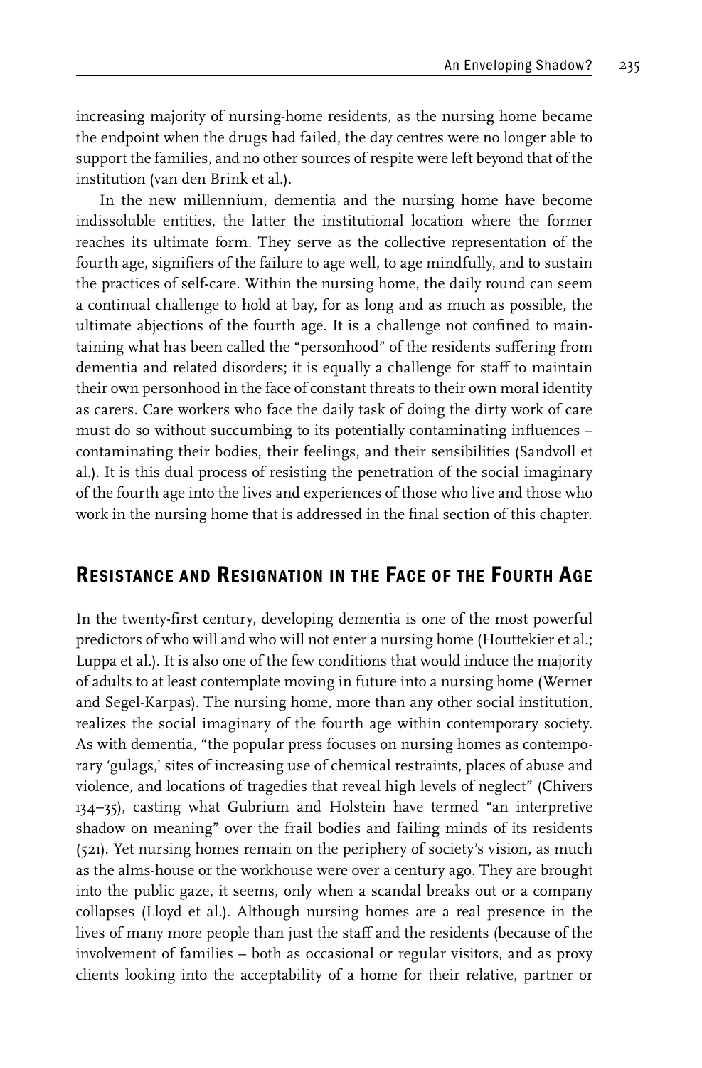increasing majority of nursing-home residents, as the nursing home became the endpoint when the drugs had failed, the day centres were no longer able to support the families, and no other sources of respite were left beyond that of the institution (van den Brink et al.).

In the new millennium, dementia and the nursing home have become indissoluble entities, the latter the institutional location where the former reaches its ultimate form. They serve as the collective representation of the fourth age, signifiers of the failure to age well, to age mindfully, and to sustain the practices of self-care. Within the nursing home, the daily round can seem a continual challenge to hold at bay, for as long and as much as possible, the ultimate abjections of the fourth age. It is a challenge not confined to maintaining what has been called the "personhood" of the residents suffering from dementia and related disorders; it is equally a challenge for staff to maintain their own personhood in the face of constant threats to their own moral identity as carers. Care workers who face the daily task of doing the dirty work of care must do so without succumbing to its potentially contaminating influences – contaminating their bodies, their feelings, and their sensibilities (Sandvoll et al.). It is this dual process of resisting the penetration of the social imaginary of the fourth age into the lives and experiences of those who live and those who work in the nursing home that is addressed in the final section of this chapter.

## Resistance and Resignation in the Face of the Fourth Age

In the twenty-first century, developing dementia is one of the most powerful predictors of who will and who will not enter a nursing home (Houttekier et al.; Luppa et al.). It is also one of the few conditions that would induce the majority of adults to at least contemplate moving in future into a nursing home (Werner and Segel-Karpas). The nursing home, more than any other social institution, realizes the social imaginary of the fourth age within contemporary society. As with dementia, "the popular press focuses on nursing homes as contemporary 'gulags,' sites of increasing use of chemical restraints, places of abuse and violence, and locations of tragedies that reveal high levels of neglect" (Chivers 134–35), casting what Gubrium and Holstein have termed "an interpretive shadow on meaning" over the frail bodies and failing minds of its residents (521). Yet nursing homes remain on the periphery of society's vision, as much as the alms-house or the workhouse were over a century ago. They are brought into the public gaze, it seems, only when a scandal breaks out or a company collapses (Lloyd et al.). Although nursing homes are a real presence in the lives of many more people than just the staff and the residents (because of the involvement of families – both as occasional or regular visitors, and as proxy clients looking into the acceptability of a home for their relative, partner or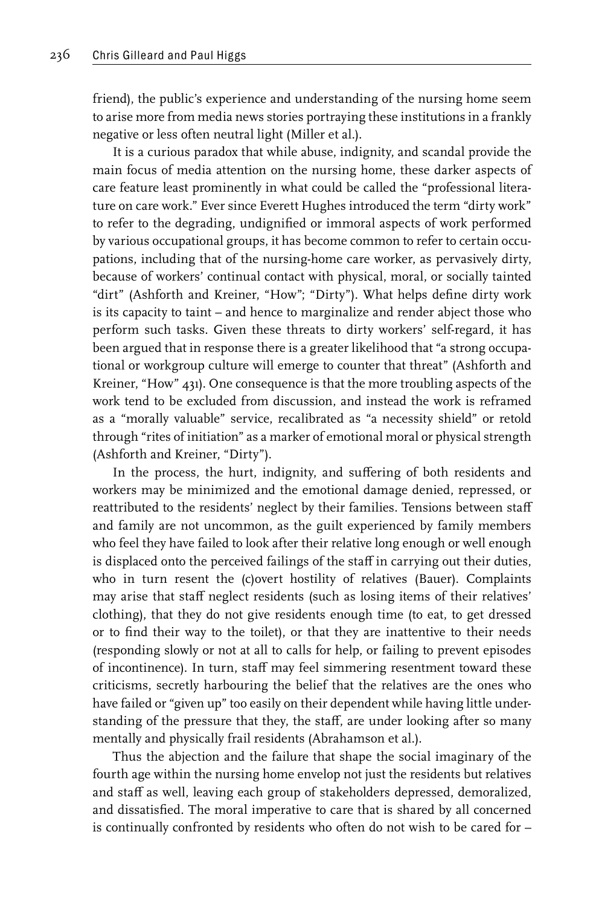friend), the public's experience and understanding of the nursing home seem to arise more from media news stories portraying these institutions in a frankly negative or less often neutral light (Miller et al.).

It is a curious paradox that while abuse, indignity, and scandal provide the main focus of media attention on the nursing home, these darker aspects of care feature least prominently in what could be called the "professional literature on care work." Ever since Everett Hughes introduced the term "dirty work" to refer to the degrading, undignified or immoral aspects of work performed by various occupational groups, it has become common to refer to certain occupations, including that of the nursing-home care worker, as pervasively dirty, because of workers' continual contact with physical, moral, or socially tainted "dirt" (Ashforth and Kreiner, "How"; "Dirty"). What helps define dirty work is its capacity to taint – and hence to marginalize and render abject those who perform such tasks. Given these threats to dirty workers' self-regard, it has been argued that in response there is a greater likelihood that "a strong occupational or workgroup culture will emerge to counter that threat" (Ashforth and Kreiner, "How" 431). One consequence is that the more troubling aspects of the work tend to be excluded from discussion, and instead the work is reframed as a "morally valuable" service, recalibrated as "a necessity shield" or retold through "rites of initiation" as a marker of emotional moral or physical strength (Ashforth and Kreiner, "Dirty").

In the process, the hurt, indignity, and suffering of both residents and workers may be minimized and the emotional damage denied, repressed, or reattributed to the residents' neglect by their families. Tensions between staff and family are not uncommon, as the guilt experienced by family members who feel they have failed to look after their relative long enough or well enough is displaced onto the perceived failings of the staff in carrying out their duties, who in turn resent the (c)overt hostility of relatives (Bauer). Complaints may arise that staff neglect residents (such as losing items of their relatives' clothing), that they do not give residents enough time (to eat, to get dressed or to find their way to the toilet), or that they are inattentive to their needs (responding slowly or not at all to calls for help, or failing to prevent episodes of incontinence). In turn, staff may feel simmering resentment toward these criticisms, secretly harbouring the belief that the relatives are the ones who have failed or "given up" too easily on their dependent while having little understanding of the pressure that they, the staff, are under looking after so many mentally and physically frail residents (Abrahamson et al.).

Thus the abjection and the failure that shape the social imaginary of the fourth age within the nursing home envelop not just the residents but relatives and staff as well, leaving each group of stakeholders depressed, demoralized, and dissatisfied. The moral imperative to care that is shared by all concerned is continually confronted by residents who often do not wish to be cared for –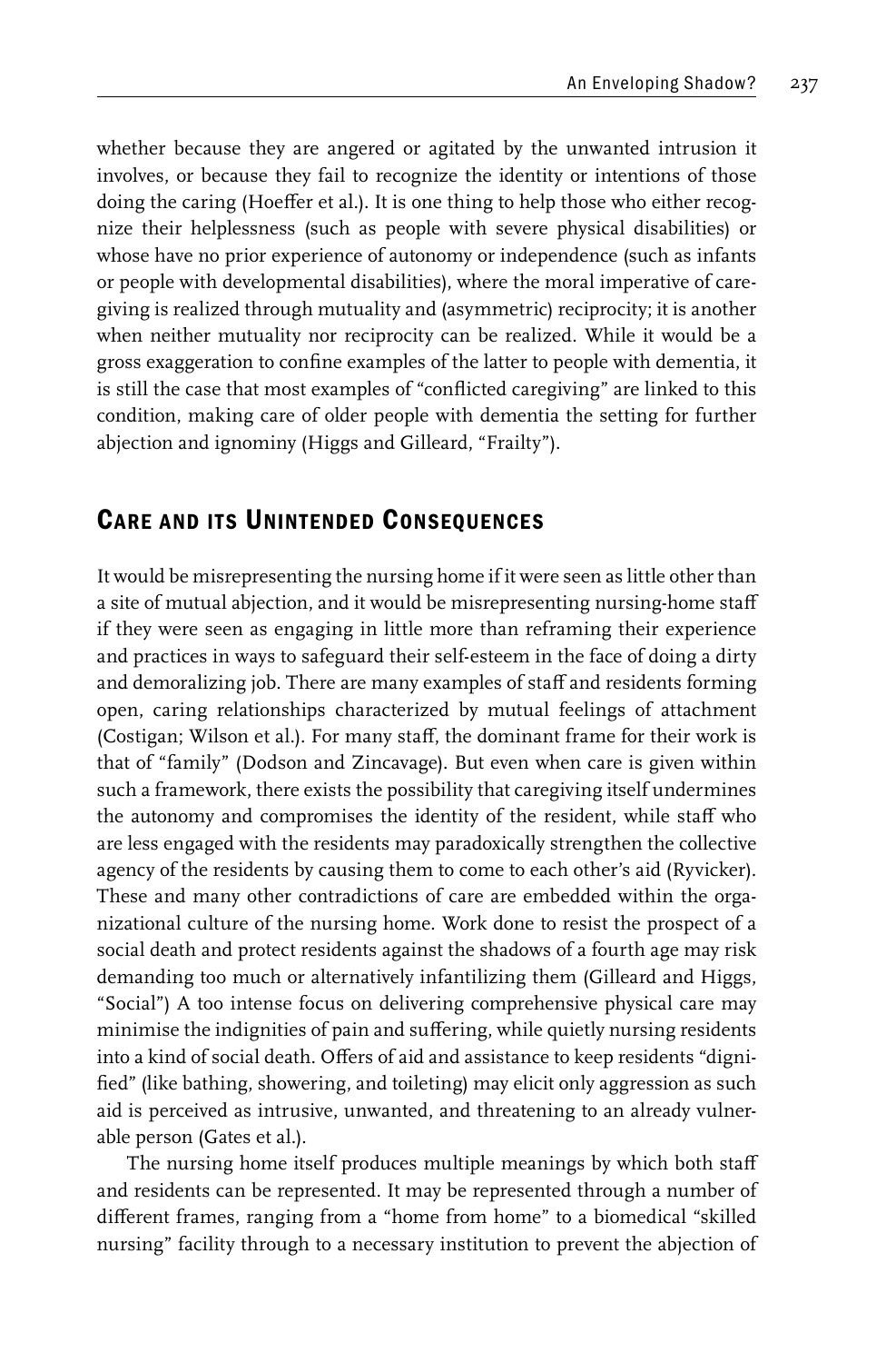whether because they are angered or agitated by the unwanted intrusion it involves, or because they fail to recognize the identity or intentions of those doing the caring (Hoeffer et al.). It is one thing to help those who either recognize their helplessness (such as people with severe physical disabilities) or whose have no prior experience of autonomy or independence (such as infants or people with developmental disabilities), where the moral imperative of caregiving is realized through mutuality and (asymmetric) reciprocity; it is another when neither mutuality nor reciprocity can be realized. While it would be a gross exaggeration to confine examples of the latter to people with dementia, it is still the case that most examples of "conflicted caregiving" are linked to this condition, making care of older people with dementia the setting for further abjection and ignominy (Higgs and Gilleard, "Frailty").

## Care and its Unintended Consequences

It would be misrepresenting the nursing home if it were seen as little other than a site of mutual abjection, and it would be misrepresenting nursing-home staff if they were seen as engaging in little more than reframing their experience and practices in ways to safeguard their self-esteem in the face of doing a dirty and demoralizing job. There are many examples of staff and residents forming open, caring relationships characterized by mutual feelings of attachment (Costigan; Wilson et al.). For many staff, the dominant frame for their work is that of "family" (Dodson and Zincavage). But even when care is given within such a framework, there exists the possibility that caregiving itself undermines the autonomy and compromises the identity of the resident, while staff who are less engaged with the residents may paradoxically strengthen the collective agency of the residents by causing them to come to each other's aid (Ryvicker). These and many other contradictions of care are embedded within the organizational culture of the nursing home. Work done to resist the prospect of a social death and protect residents against the shadows of a fourth age may risk demanding too much or alternatively infantilizing them (Gilleard and Higgs, "Social") A too intense focus on delivering comprehensive physical care may minimise the indignities of pain and suffering, while quietly nursing residents into a kind of social death. Offers of aid and assistance to keep residents "dignified" (like bathing, showering, and toileting) may elicit only aggression as such aid is perceived as intrusive, unwanted, and threatening to an already vulnerable person (Gates et al.).

The nursing home itself produces multiple meanings by which both staff and residents can be represented. It may be represented through a number of different frames, ranging from a "home from home" to a biomedical "skilled nursing" facility through to a necessary institution to prevent the abjection of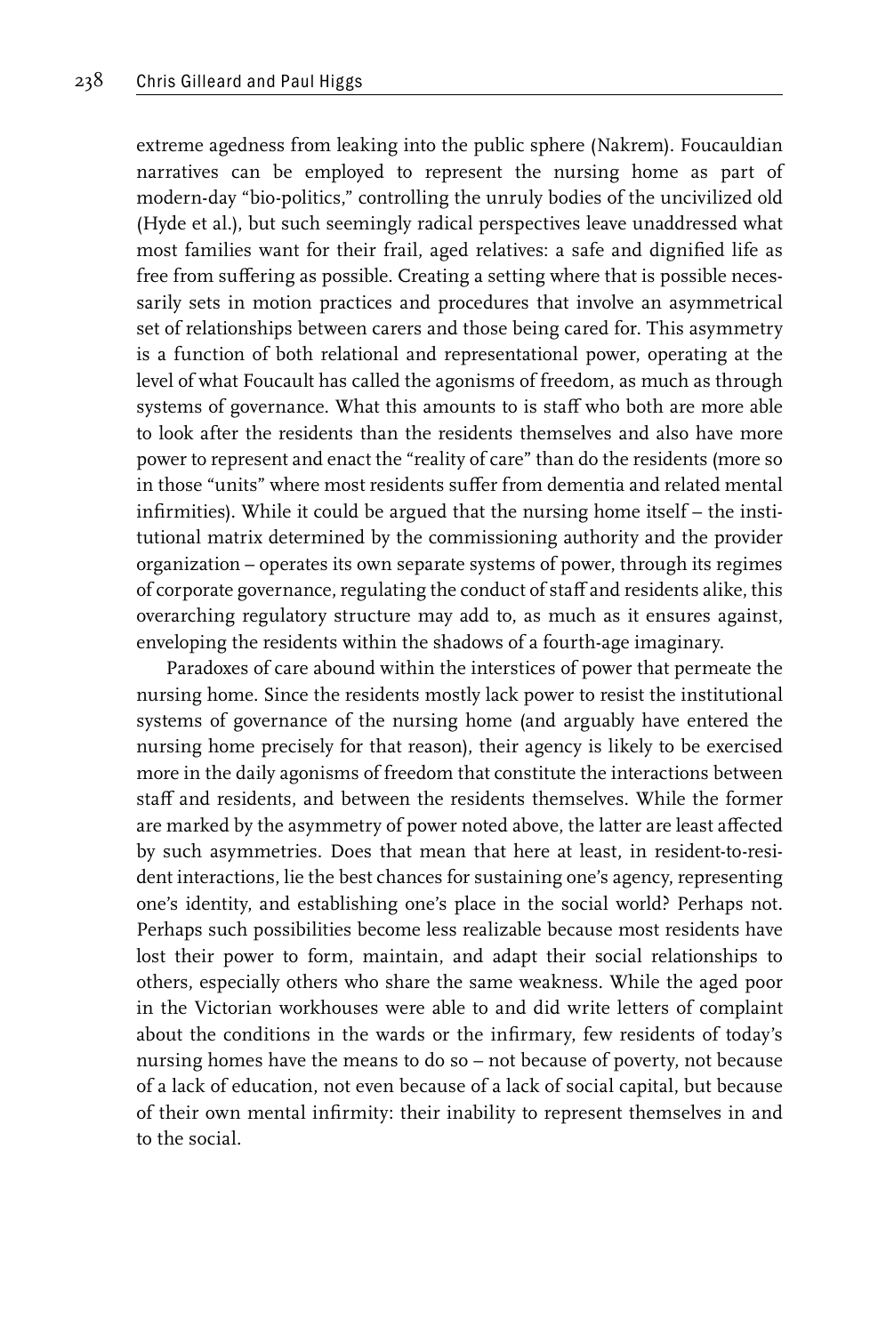extreme agedness from leaking into the public sphere (Nakrem). Foucauldian narratives can be employed to represent the nursing home as part of modern-day "bio-politics," controlling the unruly bodies of the uncivilized old (Hyde et al.), but such seemingly radical perspectives leave unaddressed what most families want for their frail, aged relatives: a safe and dignified life as free from suffering as possible. Creating a setting where that is possible necessarily sets in motion practices and procedures that involve an asymmetrical set of relationships between carers and those being cared for. This asymmetry is a function of both relational and representational power, operating at the level of what Foucault has called the agonisms of freedom, as much as through systems of governance. What this amounts to is staff who both are more able to look after the residents than the residents themselves and also have more power to represent and enact the "reality of care" than do the residents (more so in those "units" where most residents suffer from dementia and related mental infirmities). While it could be argued that the nursing home itself – the institutional matrix determined by the commissioning authority and the provider organization – operates its own separate systems of power, through its regimes of corporate governance, regulating the conduct of staff and residents alike, this overarching regulatory structure may add to, as much as it ensures against, enveloping the residents within the shadows of a fourth-age imaginary.

Paradoxes of care abound within the interstices of power that permeate the nursing home. Since the residents mostly lack power to resist the institutional systems of governance of the nursing home (and arguably have entered the nursing home precisely for that reason), their agency is likely to be exercised more in the daily agonisms of freedom that constitute the interactions between staff and residents, and between the residents themselves. While the former are marked by the asymmetry of power noted above, the latter are least affected by such asymmetries. Does that mean that here at least, in resident-to-resident interactions, lie the best chances for sustaining one's agency, representing one's identity, and establishing one's place in the social world? Perhaps not. Perhaps such possibilities become less realizable because most residents have lost their power to form, maintain, and adapt their social relationships to others, especially others who share the same weakness. While the aged poor in the Victorian workhouses were able to and did write letters of complaint about the conditions in the wards or the infirmary, few residents of today's nursing homes have the means to do so – not because of poverty, not because of a lack of education, not even because of a lack of social capital, but because of their own mental infirmity: their inability to represent themselves in and to the social.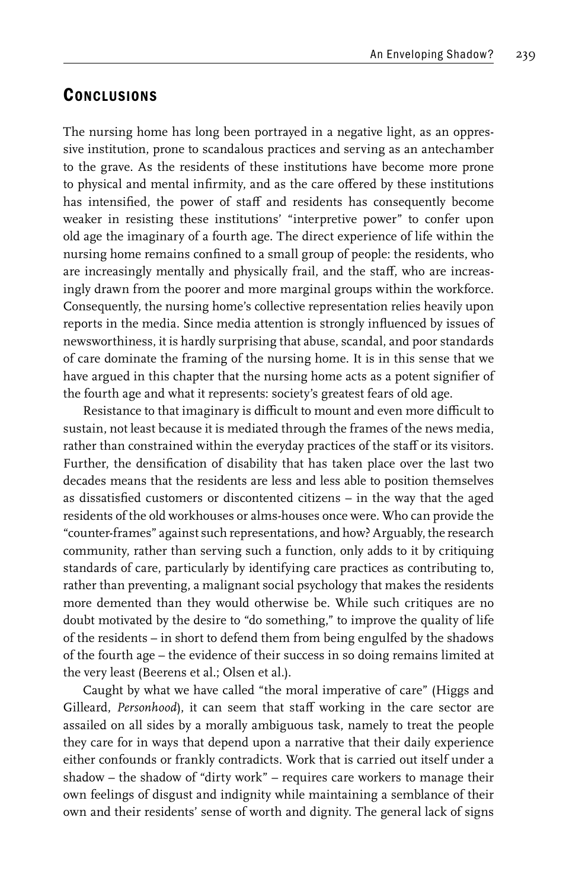## Conclusions

The nursing home has long been portrayed in a negative light, as an oppressive institution, prone to scandalous practices and serving as an antechamber to the grave. As the residents of these institutions have become more prone to physical and mental infirmity, and as the care offered by these institutions has intensified, the power of staff and residents has consequently become weaker in resisting these institutions' "interpretive power" to confer upon old age the imaginary of a fourth age. The direct experience of life within the nursing home remains confined to a small group of people: the residents, who are increasingly mentally and physically frail, and the staff, who are increasingly drawn from the poorer and more marginal groups within the workforce. Consequently, the nursing home's collective representation relies heavily upon reports in the media. Since media attention is strongly influenced by issues of newsworthiness, it is hardly surprising that abuse, scandal, and poor standards of care dominate the framing of the nursing home. It is in this sense that we have argued in this chapter that the nursing home acts as a potent signifier of the fourth age and what it represents: society's greatest fears of old age.

Resistance to that imaginary is difficult to mount and even more difficult to sustain, not least because it is mediated through the frames of the news media, rather than constrained within the everyday practices of the staff or its visitors. Further, the densification of disability that has taken place over the last two decades means that the residents are less and less able to position themselves as dissatisfied customers or discontented citizens – in the way that the aged residents of the old workhouses or alms-houses once were. Who can provide the "counter-frames" against such representations, and how? Arguably, the research community, rather than serving such a function, only adds to it by critiquing standards of care, particularly by identifying care practices as contributing to, rather than preventing, a malignant social psychology that makes the residents more demented than they would otherwise be. While such critiques are no doubt motivated by the desire to "do something," to improve the quality of life of the residents – in short to defend them from being engulfed by the shadows of the fourth age – the evidence of their success in so doing remains limited at the very least (Beerens et al.; Olsen et al.).

Caught by what we have called "the moral imperative of care" (Higgs and Gilleard, *Personhood*), it can seem that staff working in the care sector are assailed on all sides by a morally ambiguous task, namely to treat the people they care for in ways that depend upon a narrative that their daily experience either confounds or frankly contradicts. Work that is carried out itself under a shadow – the shadow of "dirty work" – requires care workers to manage their own feelings of disgust and indignity while maintaining a semblance of their own and their residents' sense of worth and dignity. The general lack of signs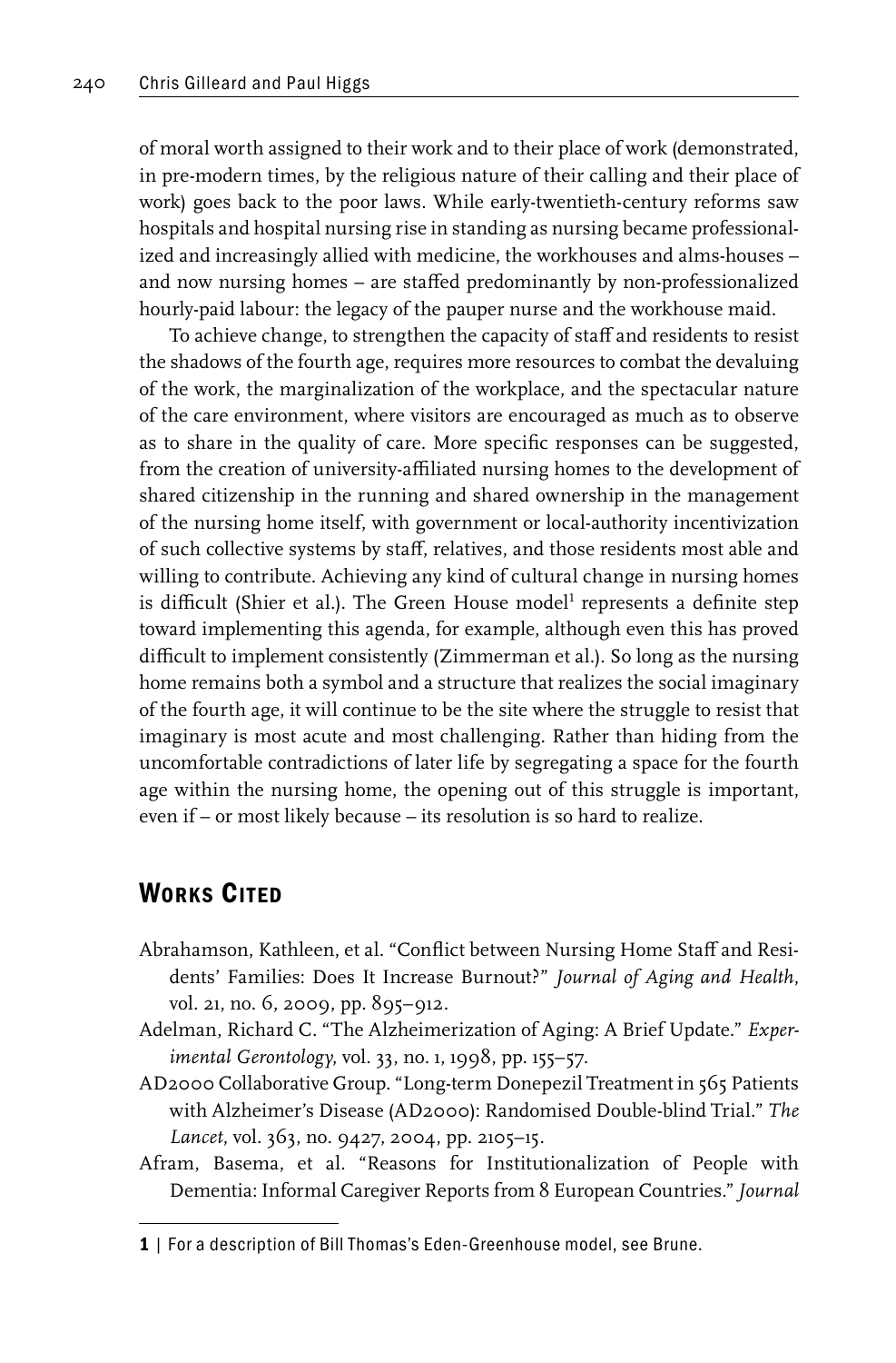of moral worth assigned to their work and to their place of work (demonstrated, in pre-modern times, by the religious nature of their calling and their place of work) goes back to the poor laws. While early-twentieth-century reforms saw hospitals and hospital nursing rise in standing as nursing became professionalized and increasingly allied with medicine, the workhouses and alms-houses – and now nursing homes – are staffed predominantly by non-professionalized hourly-paid labour: the legacy of the pauper nurse and the workhouse maid.

To achieve change, to strengthen the capacity of staff and residents to resist the shadows of the fourth age, requires more resources to combat the devaluing of the work, the marginalization of the workplace, and the spectacular nature of the care environment, where visitors are encouraged as much as to observe as to share in the quality of care. More specific responses can be suggested, from the creation of university-affiliated nursing homes to the development of shared citizenship in the running and shared ownership in the management of the nursing home itself, with government or local-authority incentivization of such collective systems by staff, relatives, and those residents most able and willing to contribute. Achieving any kind of cultural change in nursing homes is difficult (Shier et al.). The Green House model[1] represents a definite step toward implementing this agenda, for example, although even this has proved difficult to implement consistently (Zimmerman et al.). So long as the nursing home remains both a symbol and a structure that realizes the social imaginary of the fourth age, it will continue to be the site where the struggle to resist that imaginary is most acute and most challenging. Rather than hiding from the uncomfortable contradictions of later life by segregating a space for the fourth age within the nursing home, the opening out of this struggle is important, even if – or most likely because – its resolution is so hard to realize.

## Works Cited

Abrahamson, Kathleen, et al. "Conflict between Nursing Home Staff and Residents' Families: Does It Increase Burnout?" *Journal of Aging and Health*, vol. 21, no. 6, 2009, pp. 895–912.

Adelman, Richard C. "The Alzheimerization of Aging: A Brief Update." *Experimental Gerontology*, vol. 33, no. 1, 1998, pp. 155–57.

AD2000 Collaborative Group. "Long-term Donepezil Treatment in 565 Patients with Alzheimer's Disease (AD2000): Randomised Double-blind Trial." *The Lancet*, vol. 363, no. 9427, 2004, pp. 2105–15.

Afram, Basema, et al. "Reasons for Institutionalization of People with Dementia: Informal Caregiver Reports from 8 European Countries." *Journal*

[1] | For a description of Bill Thomas's Eden-Greenhouse model, see Brune.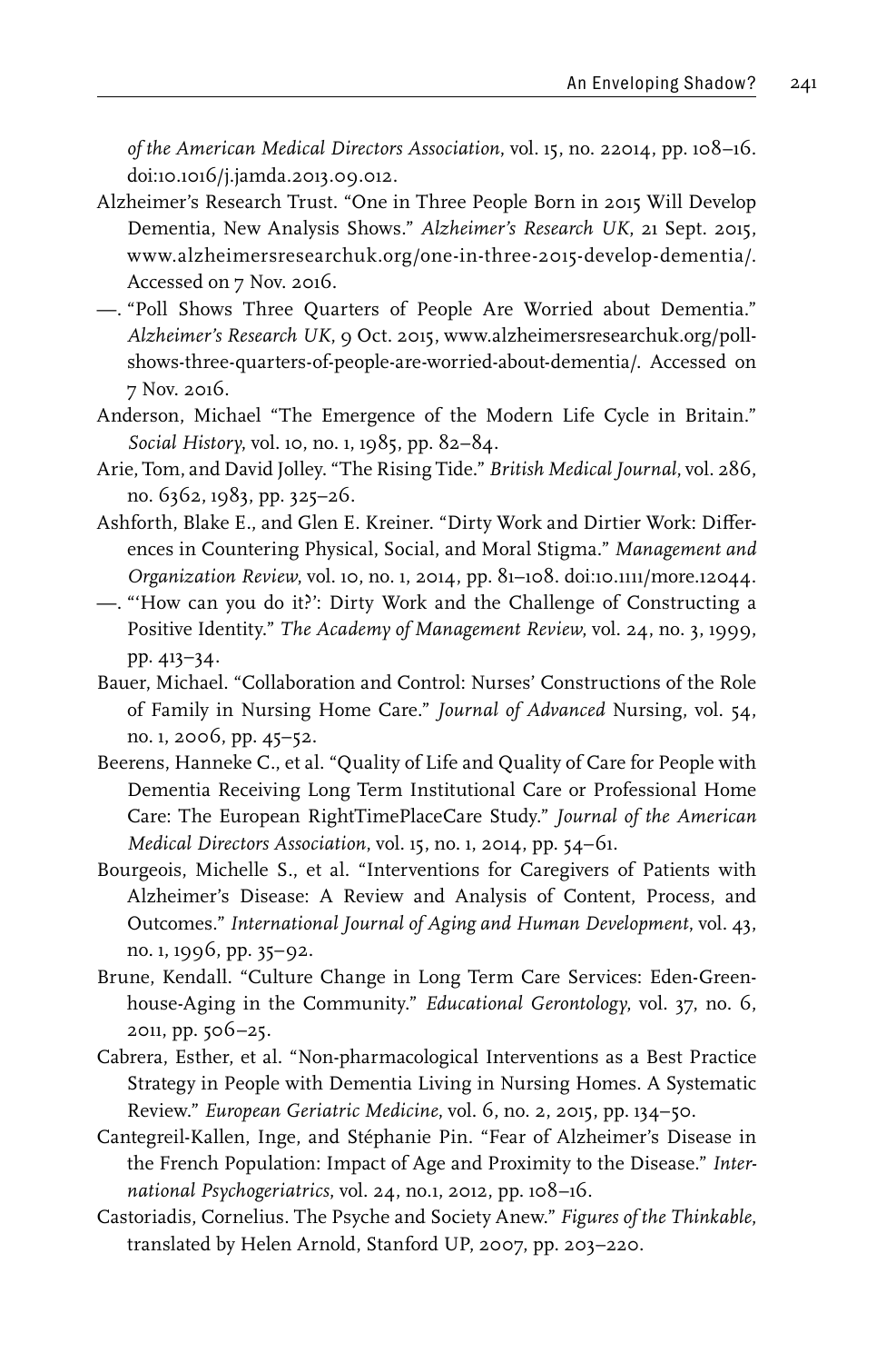*of the American Medical Directors Association*, vol. 15, no. 22014, pp. 108–16. doi:10.1016/j.jamda.2013.09.012.

Alzheimer's Research Trust. "One in Three People Born in 2015 Will Develop Dementia, New Analysis Shows." *Alzheimer's Research UK*, 21 Sept. 2015, www.alzheimersresearchuk.org/one-in-three-2015-develop-dementia/. Accessed on 7 Nov. 2016.

—. "Poll Shows Three Quarters of People Are Worried about Dementia." *Alzheimer's Research UK*, 9 Oct. 2015, www.alzheimersresearchuk.org/poll-shows-three-quarters-of-people-are-worried-about-dementia/. Accessed on 7 Nov. 2016.

Anderson, Michael "The Emergence of the Modern Life Cycle in Britain." *Social History*, vol. 10, no. 1, 1985, pp. 82–84.

Arie, Tom, and David Jolley. "The Rising Tide." *British Medical Journal*, vol. 286, no. 6362, 1983, pp. 325–26.

Ashforth, Blake E., and Glen E. Kreiner. "Dirty Work and Dirtier Work: Differences in Countering Physical, Social, and Moral Stigma." *Management and Organization Review*, vol. 10, no. 1, 2014, pp. 81–108. doi:10.1111/more.12044.

—. "'How can you do it?': Dirty Work and the Challenge of Constructing a Positive Identity." *The Academy of Management Review*, vol. 24, no. 3, 1999, pp. 413–34.

Bauer, Michael. "Collaboration and Control: Nurses' Constructions of the Role of Family in Nursing Home Care." *Journal of Advanced* Nursing, vol. 54, no. 1, 2006, pp. 45–52.

Beerens, Hanneke C., et al. "Quality of Life and Quality of Care for People with Dementia Receiving Long Term Institutional Care or Professional Home Care: The European RightTimePlaceCare Study." *Journal of the American Medical Directors Association*, vol. 15, no. 1, 2014, pp. 54–61.

Bourgeois, Michelle S., et al. "Interventions for Caregivers of Patients with Alzheimer's Disease: A Review and Analysis of Content, Process, and Outcomes." *International Journal of Aging and Human Development*, vol. 43, no. 1, 1996, pp. 35–92.

Brune, Kendall. "Culture Change in Long Term Care Services: Eden-Greenhouse-Aging in the Community." *Educational Gerontology*, vol. 37, no. 6, 2011, pp. 506–25.

Cabrera, Esther, et al. "Non-pharmacological Interventions as a Best Practice Strategy in People with Dementia Living in Nursing Homes. A Systematic Review." *European Geriatric Medicine*, vol. 6, no. 2, 2015, pp. 134–50.

Cantegreil-Kallen, Inge, and Stéphanie Pin. "Fear of Alzheimer's Disease in the French Population: Impact of Age and Proximity to the Disease." *International Psychogeriatrics*, vol. 24, no.1, 2012, pp. 108–16.

Castoriadis, Cornelius. The Psyche and Society Anew." *Figures of the Thinkable*, translated by Helen Arnold, Stanford UP, 2007, pp. 203–220.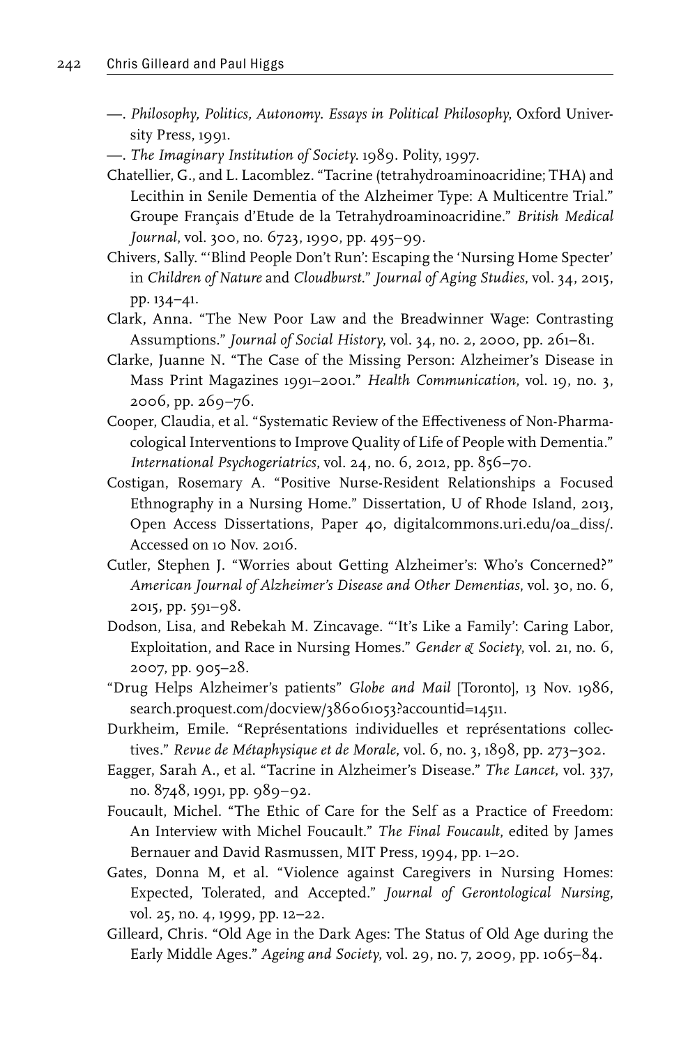—. *Philosophy, Politics, Autonomy. Essays in Political Philosophy*, Oxford University Press, 1991.

—. *The Imaginary Institution of Society*. 1989. Polity, 1997.

Chatellier, G., and L. Lacomblez. "Tacrine (tetrahydroaminoacridine; THA) and Lecithin in Senile Dementia of the Alzheimer Type: A Multicentre Trial." Groupe Français d'Etude de la Tetrahydroaminoacridine." *British Medical Journal*, vol. 300, no. 6723, 1990, pp. 495–99.

Chivers, Sally. "'Blind People Don't Run': Escaping the 'Nursing Home Specter' in *Children of Nature* and *Cloudburst*." *Journal of Aging Studies*, vol. 34, 2015, pp. 134–41.

Clark, Anna. "The New Poor Law and the Breadwinner Wage: Contrasting Assumptions." *Journal of Social History*, vol. 34, no. 2, 2000, pp. 261–81.

Clarke, Juanne N. "The Case of the Missing Person: Alzheimer's Disease in Mass Print Magazines 1991–2001." *Health Communication*, vol. 19, no. 3, 2006, pp. 269–76.

Cooper, Claudia, et al. "Systematic Review of the Effectiveness of Non-Pharmacological Interventions to Improve Quality of Life of People with Dementia." *International Psychogeriatrics*, vol. 24, no. 6, 2012, pp. 856–70.

Costigan, Rosemary A. "Positive Nurse-Resident Relationships a Focused Ethnography in a Nursing Home." Dissertation, U of Rhode Island, 2013, Open Access Dissertations, Paper 40, digitalcommons.uri.edu/oa_diss/. Accessed on 10 Nov. 2016.

Cutler, Stephen J. "Worries about Getting Alzheimer's: Who's Concerned?" *American Journal of Alzheimer's Disease and Other Dementias*, vol. 30, no. 6, 2015, pp. 591–98.

Dodson, Lisa, and Rebekah M. Zincavage. "'It's Like a Family': Caring Labor, Exploitation, and Race in Nursing Homes." *Gender & Society*, vol. 21, no. 6, 2007, pp. 905–28.

"Drug Helps Alzheimer's patients" *Globe and Mail* [Toronto], 13 Nov. 1986, search.proquest.com/docview/386061053?accountid=14511.

Durkheim, Emile. "Représentations individuelles et représentations collectives." *Revue de Métaphysique et de Morale*, vol. 6, no. 3, 1898, pp. 273–302.

Eagger, Sarah A., et al. "Tacrine in Alzheimer's Disease." *The Lancet*, vol. 337, no. 8748, 1991, pp. 989–92.

Foucault, Michel. "The Ethic of Care for the Self as a Practice of Freedom: An Interview with Michel Foucault." *The Final Foucault*, edited by James Bernauer and David Rasmussen, MIT Press, 1994, pp. 1–20.

Gates, Donna M, et al. "Violence against Caregivers in Nursing Homes: Expected, Tolerated, and Accepted." *Journal of Gerontological Nursing*, vol. 25, no. 4, 1999, pp. 12–22.

Gilleard, Chris. "Old Age in the Dark Ages: The Status of Old Age during the Early Middle Ages." *Ageing and Society*, vol. 29, no. 7, 2009, pp. 1065–84.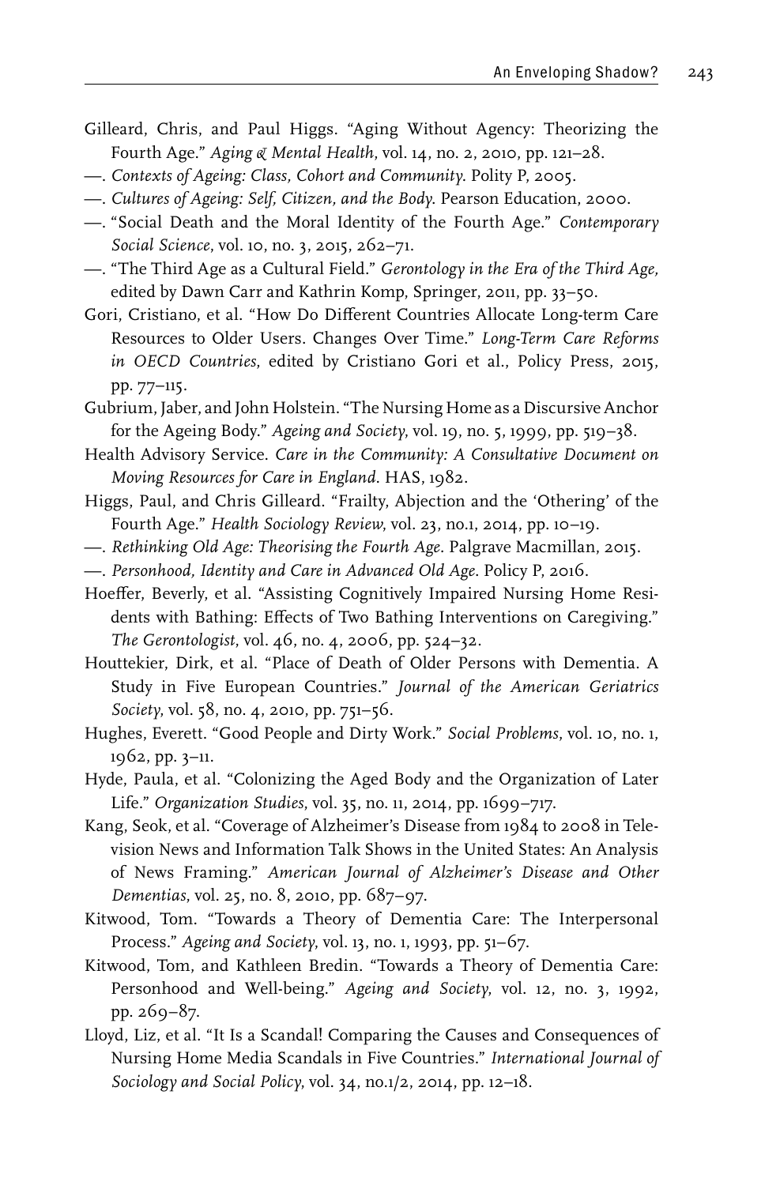Gilleard, Chris, and Paul Higgs. "Aging Without Agency: Theorizing the Fourth Age." *Aging & Mental Health*, vol. 14, no. 2, 2010, pp. 121–28.

—. *Contexts of Ageing: Class, Cohort and Community*. Polity P, 2005.

—. *Cultures of Ageing: Self, Citizen, and the Body*. Pearson Education, 2000.

—. "Social Death and the Moral Identity of the Fourth Age." *Contemporary Social Science*, vol. 10, no. 3, 2015, 262–71.

—. "The Third Age as a Cultural Field." *Gerontology in the Era of the Third Age,* edited by Dawn Carr and Kathrin Komp, Springer, 2011, pp. 33–50.

Gori, Cristiano, et al. "How Do Different Countries Allocate Long-term Care Resources to Older Users. Changes Over Time." *Long-Term Care Reforms in OECD Countries*, edited by Cristiano Gori et al., Policy Press, 2015, pp. 77–115.

Gubrium, Jaber, and John Holstein. "The Nursing Home as a Discursive Anchor for the Ageing Body." *Ageing and Society*, vol. 19, no. 5, 1999, pp. 519–38.

Health Advisory Service. *Care in the Community: A Consultative Document on Moving Resources for Care in England*. HAS, 1982.

Higgs, Paul, and Chris Gilleard. "Frailty, Abjection and the 'Othering' of the Fourth Age." *Health Sociology Review*, vol. 23, no.1, 2014, pp. 10–19.

—. *Rethinking Old Age: Theorising the Fourth Age*. Palgrave Macmillan, 2015.

—. *Personhood, Identity and Care in Advanced Old Age*. Policy P, 2016.

Hoeffer, Beverly, et al. "Assisting Cognitively Impaired Nursing Home Residents with Bathing: Effects of Two Bathing Interventions on Caregiving." *The Gerontologist*, vol. 46, no. 4, 2006, pp. 524–32.

Houttekier, Dirk, et al. "Place of Death of Older Persons with Dementia. A Study in Five European Countries." *Journal of the American Geriatrics Society*, vol. 58, no. 4, 2010, pp. 751–56.

Hughes, Everett. "Good People and Dirty Work." *Social Problems*, vol. 10, no. 1, 1962, pp. 3–11.

Hyde, Paula, et al. "Colonizing the Aged Body and the Organization of Later Life." *Organization Studies*, vol. 35, no. 11, 2014, pp. 1699–717.

Kang, Seok, et al. "Coverage of Alzheimer's Disease from 1984 to 2008 in Television News and Information Talk Shows in the United States: An Analysis of News Framing." *American Journal of Alzheimer's Disease and Other Dementias*, vol. 25, no. 8, 2010, pp. 687–97.

Kitwood, Tom. "Towards a Theory of Dementia Care: The Interpersonal Process." *Ageing and Society*, vol. 13, no. 1, 1993, pp. 51–67.

Kitwood, Tom, and Kathleen Bredin. "Towards a Theory of Dementia Care: Personhood and Well-being." *Ageing and Society*, vol. 12, no. 3, 1992, pp. 269–87.

Lloyd, Liz, et al. "It Is a Scandal! Comparing the Causes and Consequences of Nursing Home Media Scandals in Five Countries." *International Journal of Sociology and Social Policy*, vol. 34, no.1/2, 2014, pp. 12–18.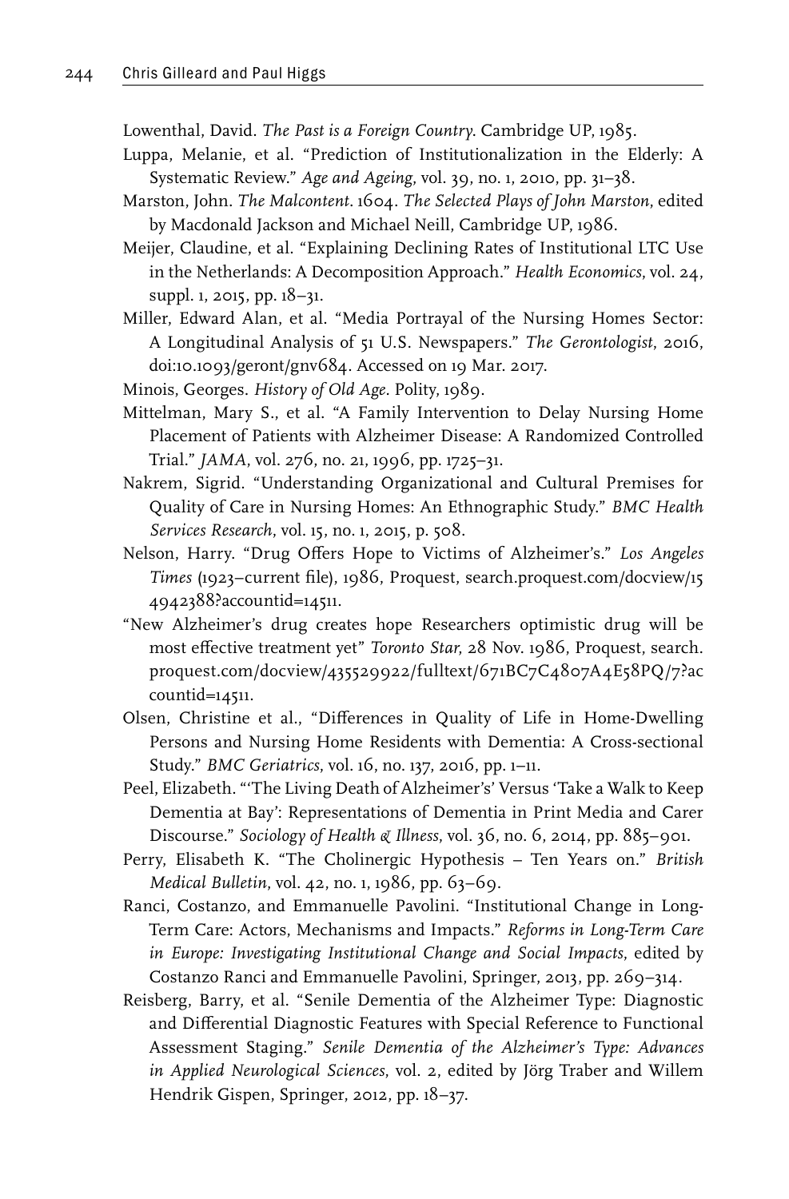Lowenthal, David. *The Past is a Foreign Country*. Cambridge UP, 1985.

Luppa, Melanie, et al. "Prediction of Institutionalization in the Elderly: A Systematic Review." *Age and Ageing*, vol. 39, no. 1, 2010, pp. 31–38.

Marston, John. *The Malcontent*. 1604. *The Selected Plays of John Marston*, edited by Macdonald Jackson and Michael Neill, Cambridge UP, 1986.

Meijer, Claudine, et al. "Explaining Declining Rates of Institutional LTC Use in the Netherlands: A Decomposition Approach." *Health Economics*, vol. 24, suppl. 1, 2015, pp. 18–31.

Miller, Edward Alan, et al. "Media Portrayal of the Nursing Homes Sector: A Longitudinal Analysis of 51 U.S. Newspapers." *The Gerontologist*, 2016, doi:10.1093/geront/gnv684. Accessed on 19 Mar. 2017.

Minois, Georges. *History of Old Age*. Polity, 1989.

Mittelman, Mary S., et al. "A Family Intervention to Delay Nursing Home Placement of Patients with Alzheimer Disease: A Randomized Controlled Trial." *JAMA*, vol. 276, no. 21, 1996, pp. 1725–31.

Nakrem, Sigrid. "Understanding Organizational and Cultural Premises for Quality of Care in Nursing Homes: An Ethnographic Study." *BMC Health Services Research*, vol. 15, no. 1, 2015, p. 508.

Nelson, Harry. "Drug Offers Hope to Victims of Alzheimer's." *Los Angeles Times* (1923–current file), 1986, Proquest, search.proquest.com/docview/154942388?accountid=14511.

"New Alzheimer's drug creates hope Researchers optimistic drug will be most effective treatment yet" *Toronto Star*, 28 Nov. 1986, Proquest, search.proquest.com/docview/435529922/fulltext/671BC7C4807A4E58PQ/7?accountid=14511.

Olsen, Christine et al., "Differences in Quality of Life in Home-Dwelling Persons and Nursing Home Residents with Dementia: A Cross-sectional Study." *BMC Geriatrics*, vol. 16, no. 137, 2016, pp. 1–11.

Peel, Elizabeth. "'The Living Death of Alzheimer's' Versus 'Take a Walk to Keep Dementia at Bay': Representations of Dementia in Print Media and Carer Discourse." *Sociology of Health & Illness*, vol. 36, no. 6, 2014, pp. 885–901.

Perry, Elisabeth K. "The Cholinergic Hypothesis – Ten Years on." *British Medical Bulletin*, vol. 42, no. 1, 1986, pp. 63–69.

Ranci, Costanzo, and Emmanuelle Pavolini. "Institutional Change in Long-Term Care: Actors, Mechanisms and Impacts." *Reforms in Long-Term Care in Europe: Investigating Institutional Change and Social Impacts*, edited by Costanzo Ranci and Emmanuelle Pavolini, Springer, 2013, pp. 269–314.

Reisberg, Barry, et al. "Senile Dementia of the Alzheimer Type: Diagnostic and Differential Diagnostic Features with Special Reference to Functional Assessment Staging." *Senile Dementia of the Alzheimer's Type: Advances in Applied Neurological Sciences*, vol. 2, edited by Jörg Traber and Willem Hendrik Gispen, Springer, 2012, pp. 18–37.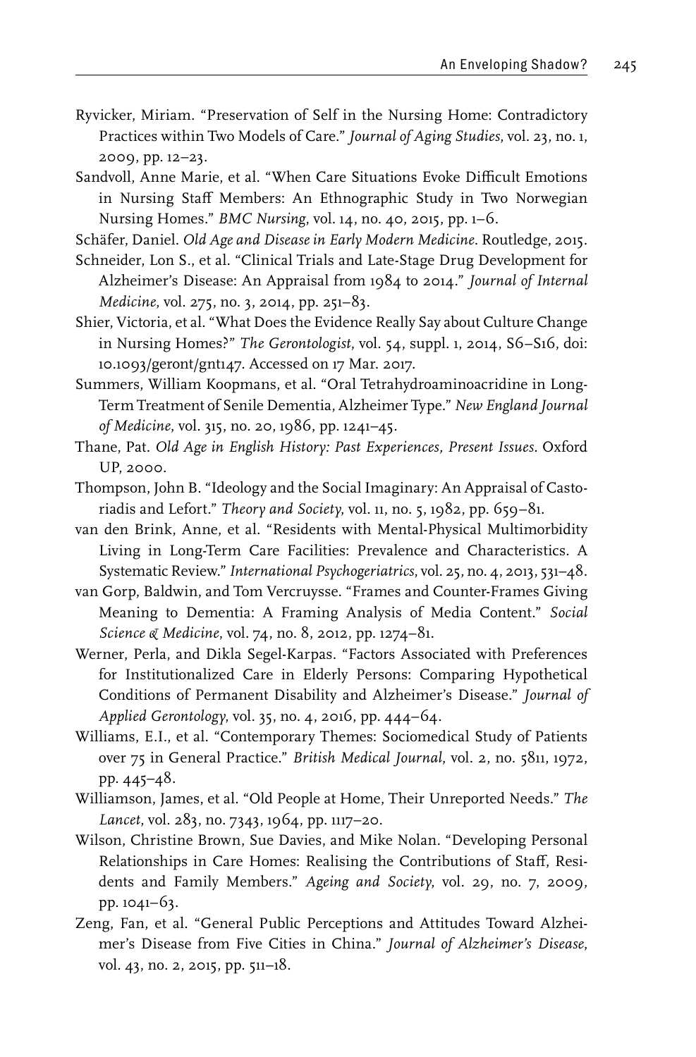Ryvicker, Miriam. "Preservation of Self in the Nursing Home: Contradictory Practices within Two Models of Care." *Journal of Aging Studies*, vol. 23, no. 1, 2009, pp. 12–23.

Sandvoll, Anne Marie, et al. "When Care Situations Evoke Difficult Emotions in Nursing Staff Members: An Ethnographic Study in Two Norwegian Nursing Homes." *BMC Nursing*, vol. 14, no. 40, 2015, pp. 1–6.

Schäfer, Daniel. *Old Age and Disease in Early Modern Medicine*. Routledge, 2015.

Schneider, Lon S., et al. "Clinical Trials and Late-Stage Drug Development for Alzheimer's Disease: An Appraisal from 1984 to 2014." *Journal of Internal Medicine*, vol. 275, no. 3, 2014, pp. 251–83.

Shier, Victoria, et al. "What Does the Evidence Really Say about Culture Change in Nursing Homes?" *The Gerontologist*, vol. 54, suppl. 1, 2014, S6–S16, doi: 10.1093/geront/gnt147. Accessed on 17 Mar. 2017.

Summers, William Koopmans, et al. "Oral Tetrahydroaminoacridine in Long-Term Treatment of Senile Dementia, Alzheimer Type." *New England Journal of Medicine*, vol. 315, no. 20, 1986, pp. 1241–45.

Thane, Pat. *Old Age in English History: Past Experiences, Present Issues*. Oxford UP, 2000.

Thompson, John B. "Ideology and the Social Imaginary: An Appraisal of Castoriadis and Lefort." *Theory and Society*, vol. 11, no. 5, 1982, pp. 659–81.

van den Brink, Anne, et al. "Residents with Mental-Physical Multimorbidity Living in Long-Term Care Facilities: Prevalence and Characteristics. A Systematic Review." *International Psychogeriatrics*, vol. 25, no. 4, 2013, 531–48.

van Gorp, Baldwin, and Tom Vercruysse. "Frames and Counter-Frames Giving Meaning to Dementia: A Framing Analysis of Media Content." *Social Science & Medicine*, vol. 74, no. 8, 2012, pp. 1274–81.

Werner, Perla, and Dikla Segel-Karpas. "Factors Associated with Preferences for Institutionalized Care in Elderly Persons: Comparing Hypothetical Conditions of Permanent Disability and Alzheimer's Disease." *Journal of Applied Gerontology*, vol. 35, no. 4, 2016, pp. 444–64.

Williams, E.I., et al. "Contemporary Themes: Sociomedical Study of Patients over 75 in General Practice." *British Medical Journal*, vol. 2, no. 5811, 1972, pp. 445–48.

Williamson, James, et al. "Old People at Home, Their Unreported Needs." *The Lancet*, vol. 283, no. 7343, 1964, pp. 1117–20.

Wilson, Christine Brown, Sue Davies, and Mike Nolan. "Developing Personal Relationships in Care Homes: Realising the Contributions of Staff, Residents and Family Members." *Ageing and Society*, vol. 29, no. 7, 2009, pp. 1041–63.

Zeng, Fan, et al. "General Public Perceptions and Attitudes Toward Alzheimer's Disease from Five Cities in China." *Journal of Alzheimer's Disease*, vol. 43, no. 2, 2015, pp. 511–18.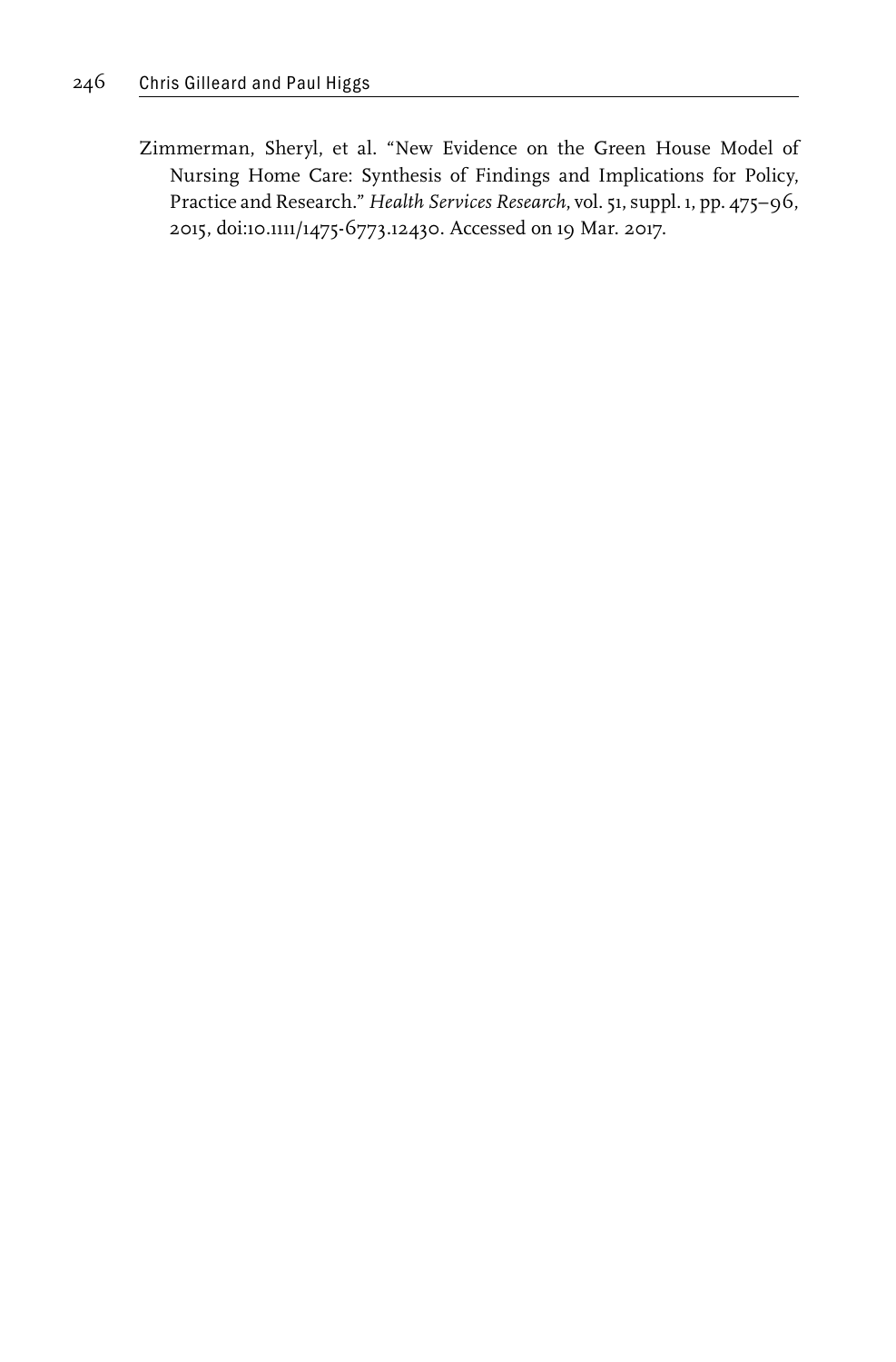Zimmerman, Sheryl, et al. "New Evidence on the Green House Model of Nursing Home Care: Synthesis of Findings and Implications for Policy, Practice and Research." *Health Services Research*, vol. 51, suppl. 1, pp. 475–96, 2015, doi:10.1111/1475-6773.12430. Accessed on 19 Mar. 2017.